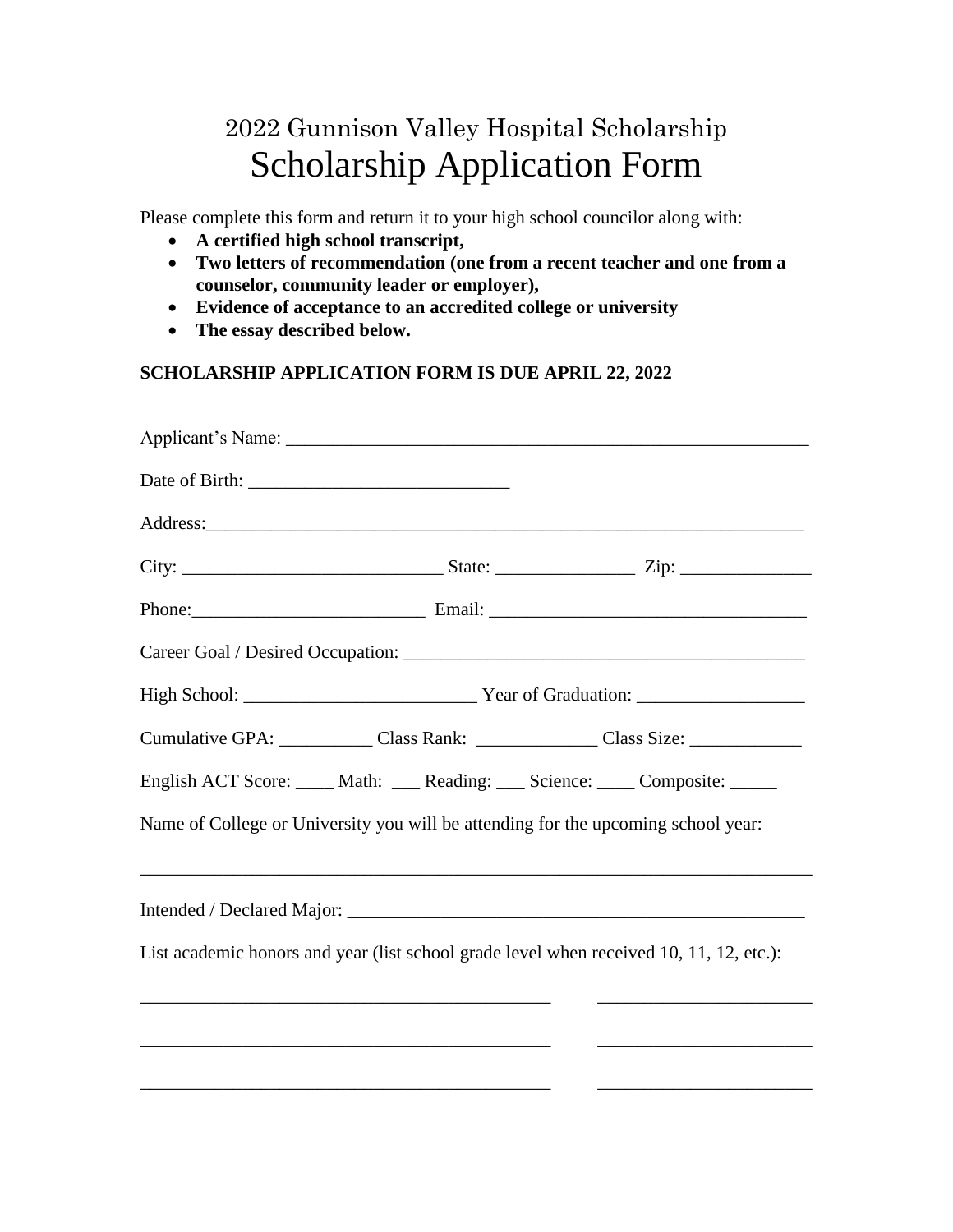# 2022 Gunnison Valley Hospital Scholarship
# Scholarship Application Form

Please complete this form and return it to your high school councilor along with:

- **A certified high school transcript,**
- **Two letters of recommendation (one from a recent teacher and one from a counselor, community leader or employer),**
- **Evidence of acceptance to an accredited college or university**
- **The essay described below.**

**SCHOLARSHIP APPLICATION FORM IS DUE APRIL 22, 2022**

Applicant's Name: ______________________________________________________________

Date of Birth: ____________________________

Address:_________________________________________________________________

City: ____________________________ State: _______________ Zip: ______________

Phone:_________________________ Email: _________________________________

Career Goal / Desired Occupation: __________________________________________

High School: _________________________ Year of Graduation: __________________

Cumulative GPA: __________ Class Rank: _____________ Class Size: ____________

English ACT Score: ____ Math: ___ Reading: ___ Science: ____ Composite: _____

Name of College or University you will be attending for the upcoming school year:

_________________________________________________________________________

Intended / Declared Major: ___________________________________________________

List academic honors and year (list school grade level when received 10, 11, 12, etc.):

_____________________________________________ ______________________

_____________________________________________ ______________________

_____________________________________________ ______________________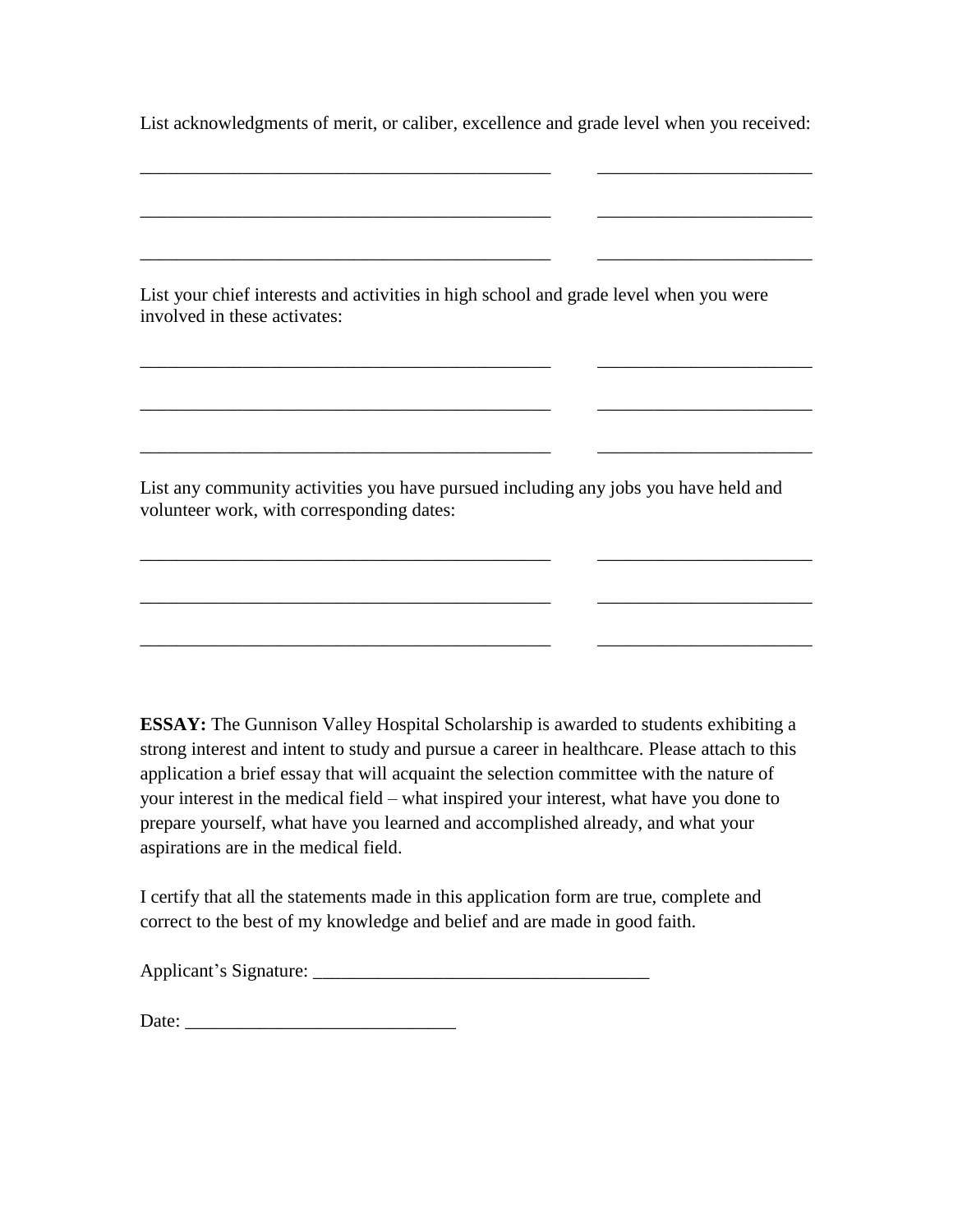List acknowledgments of merit, or caliber, excellence and grade level when you received:

_____________________________________________ _______________________

_____________________________________________ _______________________

_____________________________________________ _______________________

List your chief interests and activities in high school and grade level when you were involved in these activates:

_____________________________________________ _______________________

_____________________________________________ _______________________

_____________________________________________ _______________________

List any community activities you have pursued including any jobs you have held and volunteer work, with corresponding dates:

_____________________________________________ _______________________

_____________________________________________ _______________________

_____________________________________________ _______________________

**ESSAY:** The Gunnison Valley Hospital Scholarship is awarded to students exhibiting a strong interest and intent to study and pursue a career in healthcare. Please attach to this application a brief essay that will acquaint the selection committee with the nature of your interest in the medical field – what inspired your interest, what have you done to prepare yourself, what have you learned and accomplished already, and what your aspirations are in the medical field.

I certify that all the statements made in this application form are true, complete and correct to the best of my knowledge and belief and are made in good faith.

Applicant's Signature: ____________________________________

Date: _____________________________